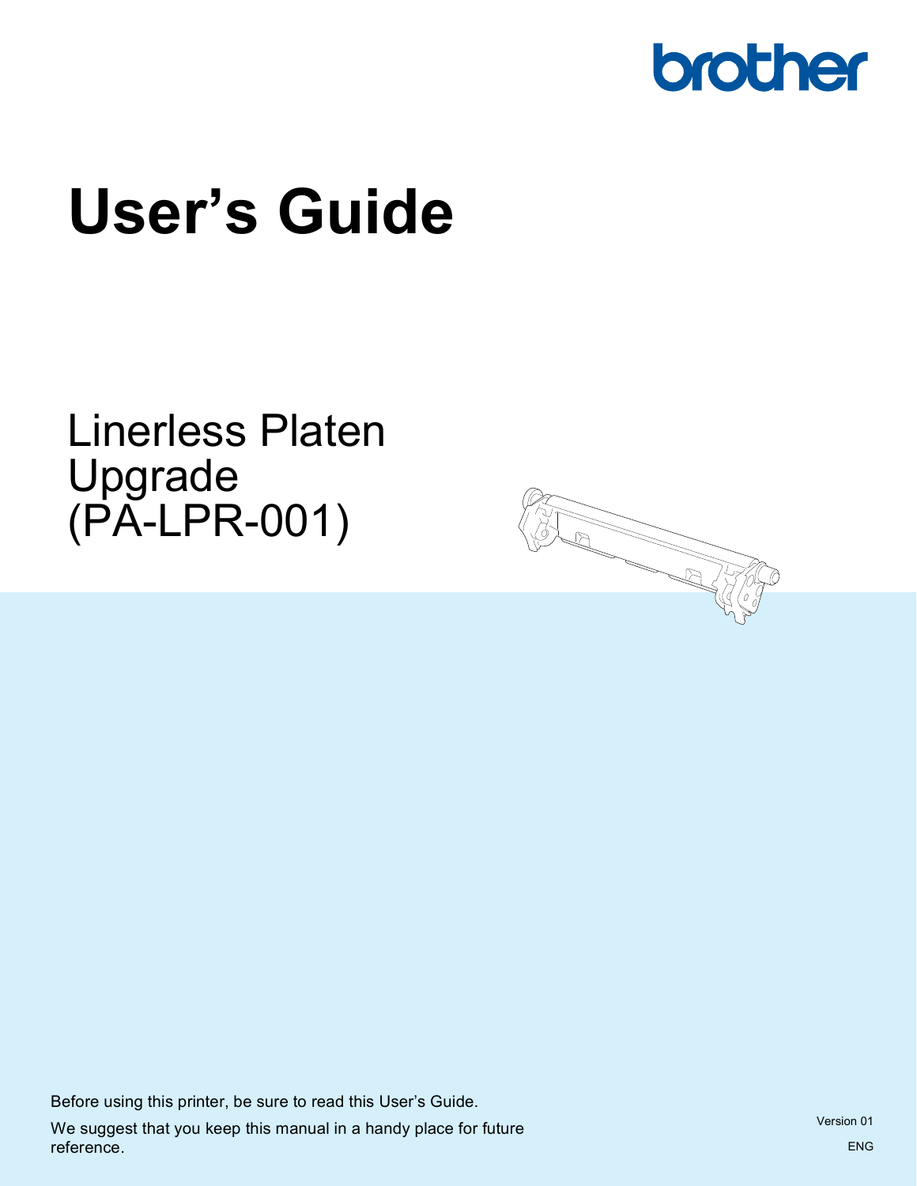brother

# User's Guide

## Linerless Platen Upgrade (PA-LPR-001)

Before using this printer, be sure to read this User's Guide.

We suggest that you keep this manual in a handy place for future reference.

Version 01

ENG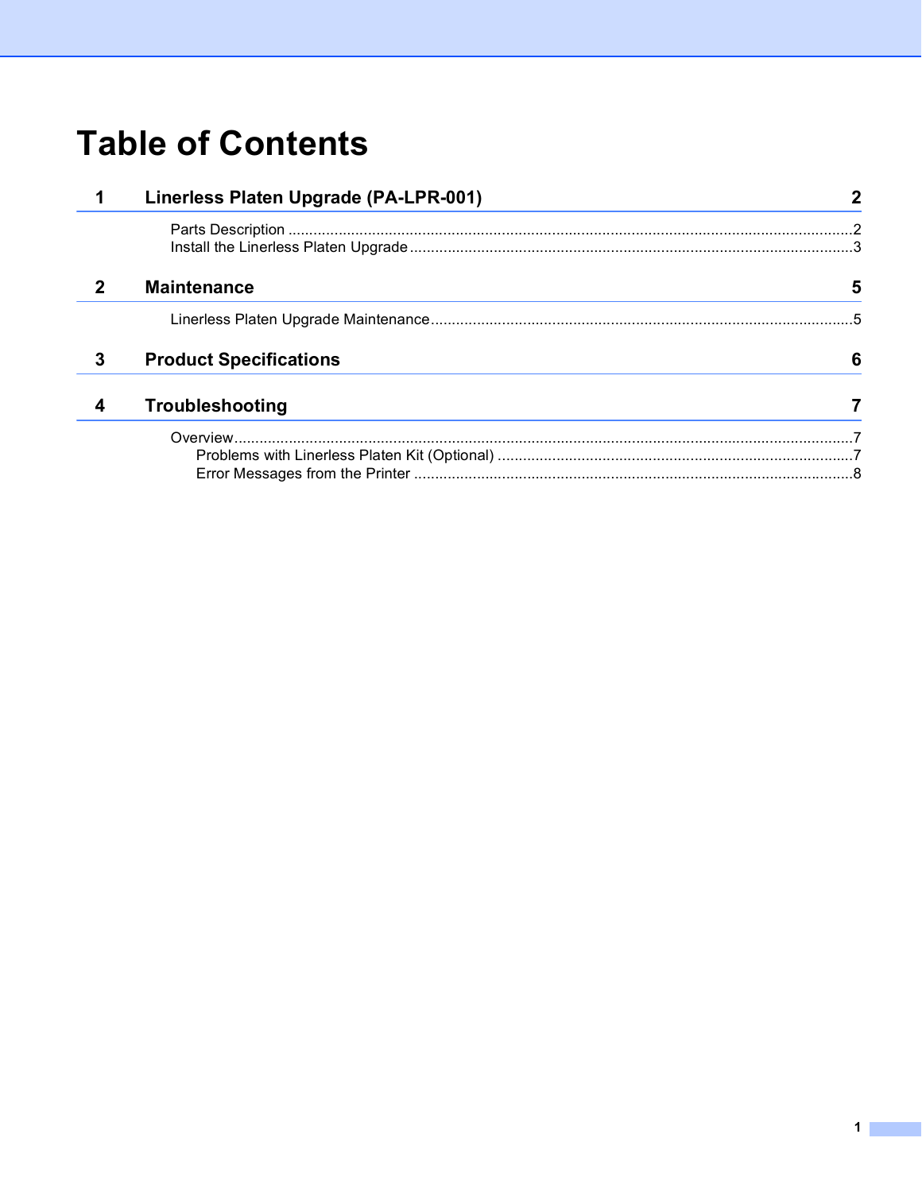# Table of Contents

**1 Linerless Platen Upgrade (PA-LPR-001) 2**

Parts Description ..........2
Install the Linerless Platen Upgrade ..........3

**2 Maintenance 5**

Linerless Platen Upgrade Maintenance ..........5

**3 Product Specifications 6**

**4 Troubleshooting 7**

Overview ..........7
- Problems with Linerless Platen Kit (Optional) ..........7
- Error Messages from the Printer ..........8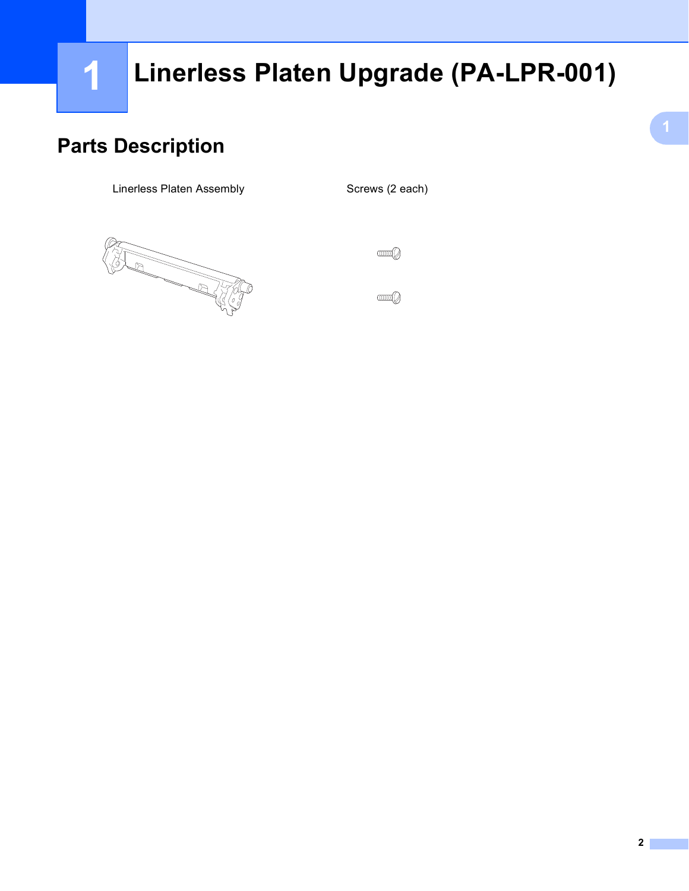# 1 Linerless Platen Upgrade (PA-LPR-001)

## Parts Description

Linerless Platen Assembly

Screws (2 each)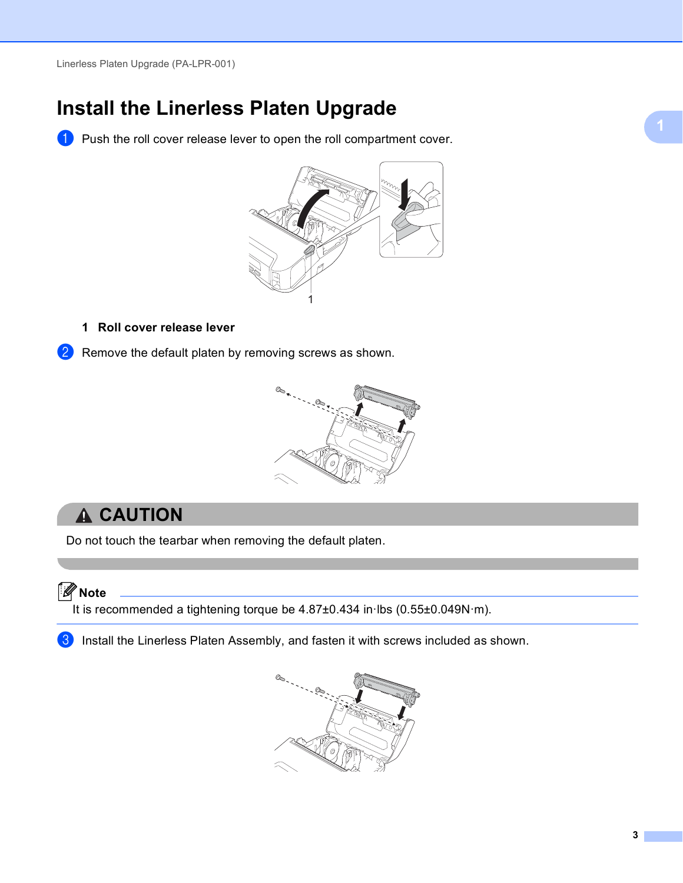# Install the Linerless Platen Upgrade

1. Push the roll cover release lever to open the roll compartment cover.

   **1 Roll cover release lever**

2. Remove the default platen by removing screws as shown.

## ⚠ CAUTION

Do not touch the tearbar when removing the default platen.

**Note**

It is recommended a tightening torque be 4.87±0.434 in·lbs (0.55±0.049N·m).

3. Install the Linerless Platen Assembly, and fasten it with screws included as shown.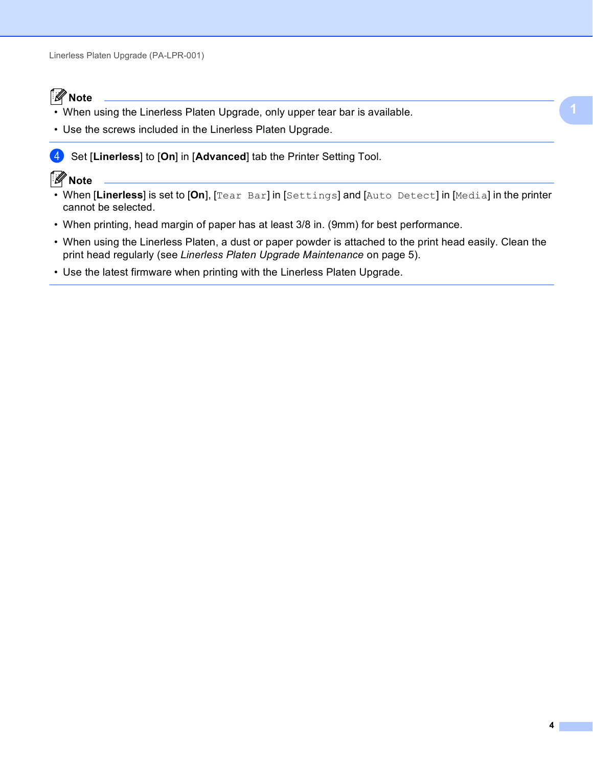**Note**

- When using the Linerless Platen Upgrade, only upper tear bar is available.
- Use the screws included in the Linerless Platen Upgrade.

4. Set [**Linerless**] to [**On**] in [**Advanced**] tab the Printer Setting Tool.

**Note**

- When [**Linerless**] is set to [**On**], [`Tear Bar`] in [`Settings`] and [`Auto Detect`] in [`Media`] in the printer cannot be selected.
- When printing, head margin of paper has at least 3/8 in. (9mm) for best performance.
- When using the Linerless Platen, a dust or paper powder is attached to the print head easily. Clean the print head regularly (see *Linerless Platen Upgrade Maintenance* on page 5).
- Use the latest firmware when printing with the Linerless Platen Upgrade.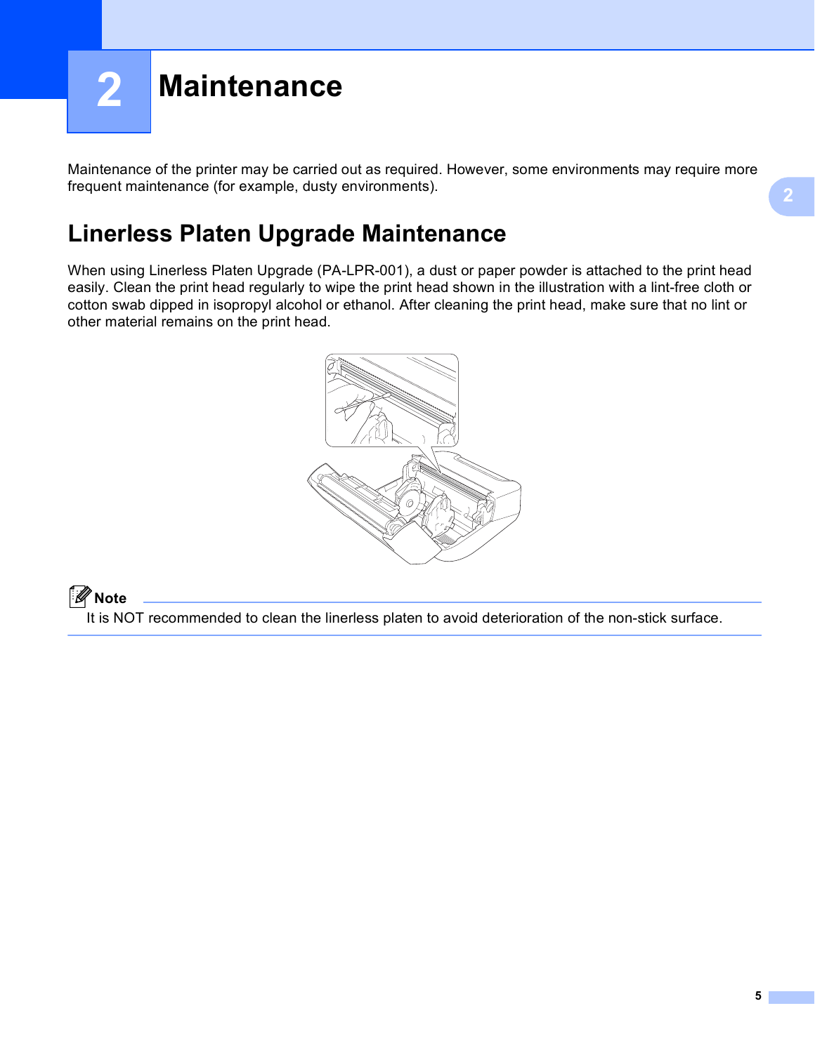# 2 Maintenance

Maintenance of the printer may be carried out as required. However, some environments may require more frequent maintenance (for example, dusty environments).

## Linerless Platen Upgrade Maintenance

When using Linerless Platen Upgrade (PA-LPR-001), a dust or paper powder is attached to the print head easily. Clean the print head regularly to wipe the print head shown in the illustration with a lint-free cloth or cotton swab dipped in isopropyl alcohol or ethanol. After cleaning the print head, make sure that no lint or other material remains on the print head.

**Note**

It is NOT recommended to clean the linerless platen to avoid deterioration of the non-stick surface.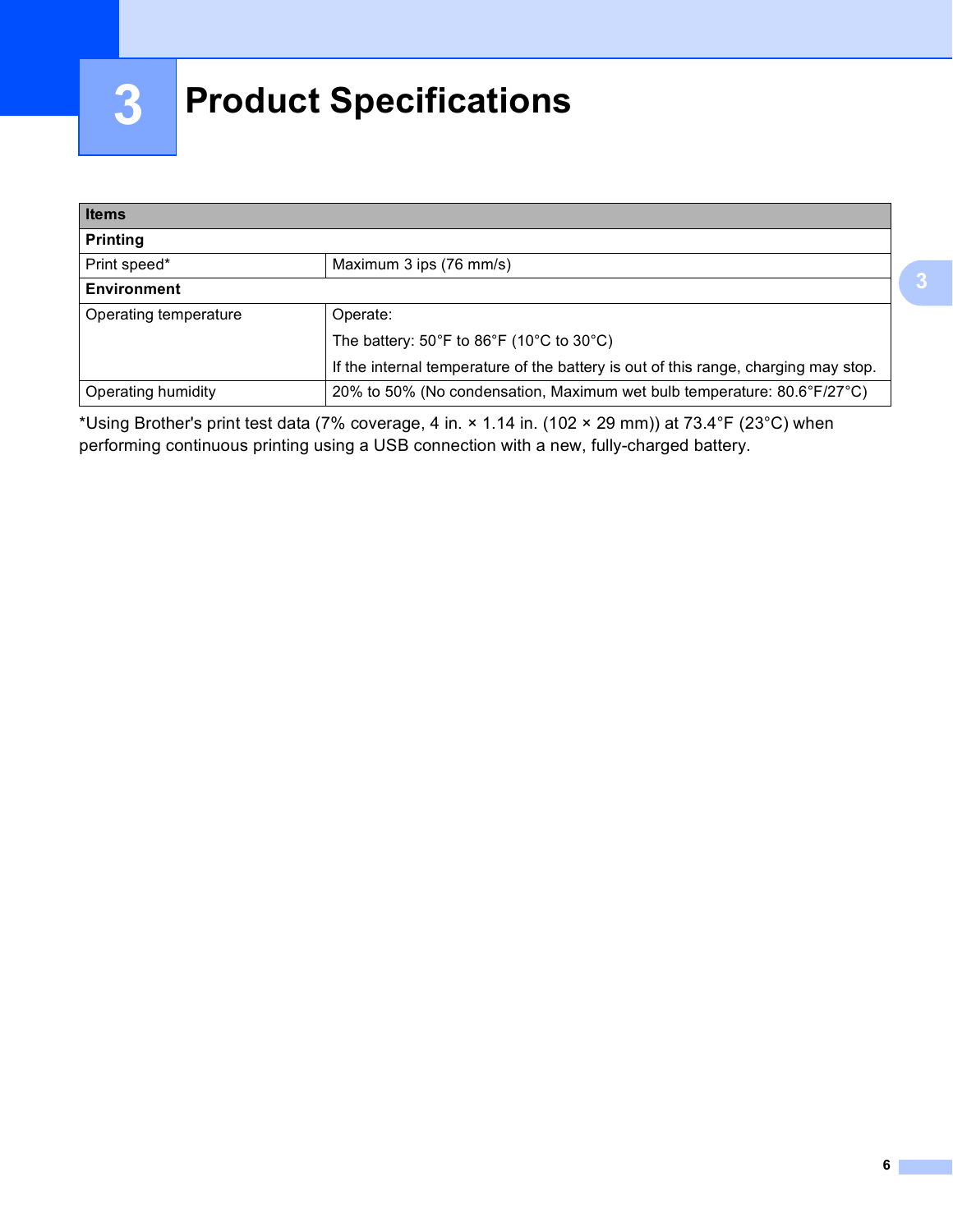# 3 Product Specifications

| Items | |
|---|---|
| **Printing** | |
| Print speed* | Maximum 3 ips (76 mm/s) |
| **Environment** | |
| Operating temperature | Operate:<br>The battery: 50°F to 86°F (10°C to 30°C)<br>If the internal temperature of the battery is out of this range, charging may stop. |
| Operating humidity | 20% to 50% (No condensation, Maximum wet bulb temperature: 80.6°F/27°C) |

*Using Brother's print test data (7% coverage, 4 in. × 1.14 in. (102 × 29 mm)) at 73.4°F (23°C) when performing continuous printing using a USB connection with a new, fully-charged battery.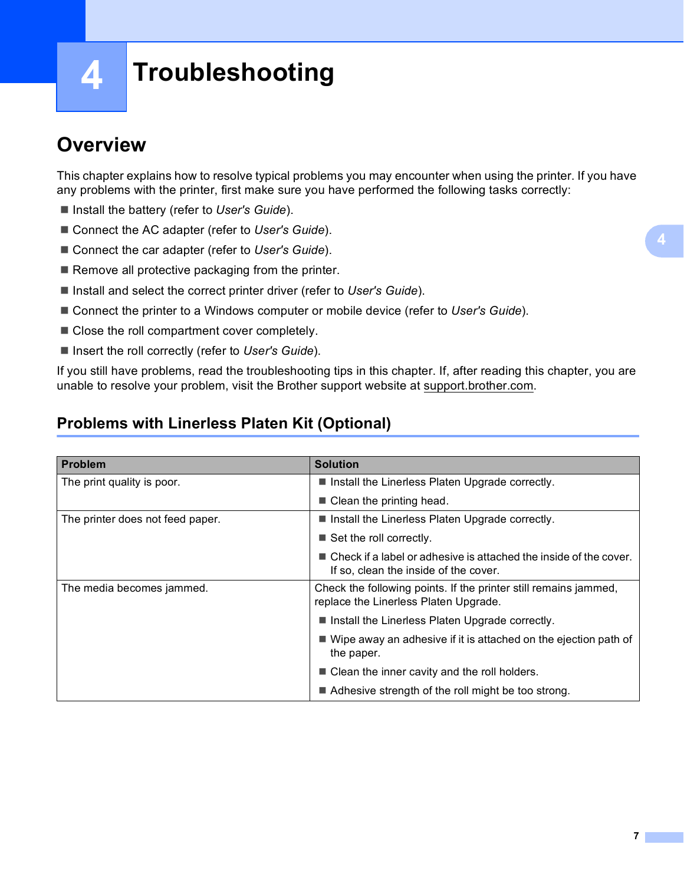# 4 Troubleshooting

## Overview

This chapter explains how to resolve typical problems you may encounter when using the printer. If you have any problems with the printer, first make sure you have performed the following tasks correctly:

- Install the battery (refer to *User's Guide*).
- Connect the AC adapter (refer to *User's Guide*).
- Connect the car adapter (refer to *User's Guide*).
- Remove all protective packaging from the printer.
- Install and select the correct printer driver (refer to *User's Guide*).
- Connect the printer to a Windows computer or mobile device (refer to *User's Guide*).
- Close the roll compartment cover completely.
- Insert the roll correctly (refer to *User's Guide*).

If you still have problems, read the troubleshooting tips in this chapter. If, after reading this chapter, you are unable to resolve your problem, visit the Brother support website at support.brother.com.

### Problems with Linerless Platen Kit (Optional)

| Problem | Solution |
|---|---|
| The print quality is poor. | ■ Install the Linerless Platen Upgrade correctly.<br>■ Clean the printing head. |
| The printer does not feed paper. | ■ Install the Linerless Platen Upgrade correctly.<br>■ Set the roll correctly.<br>■ Check if a label or adhesive is attached the inside of the cover. If so, clean the inside of the cover. |
| The media becomes jammed. | Check the following points. If the printer still remains jammed, replace the Linerless Platen Upgrade.<br>■ Install the Linerless Platen Upgrade correctly.<br>■ Wipe away an adhesive if it is attached on the ejection path of the paper.<br>■ Clean the inner cavity and the roll holders.<br>■ Adhesive strength of the roll might be too strong. |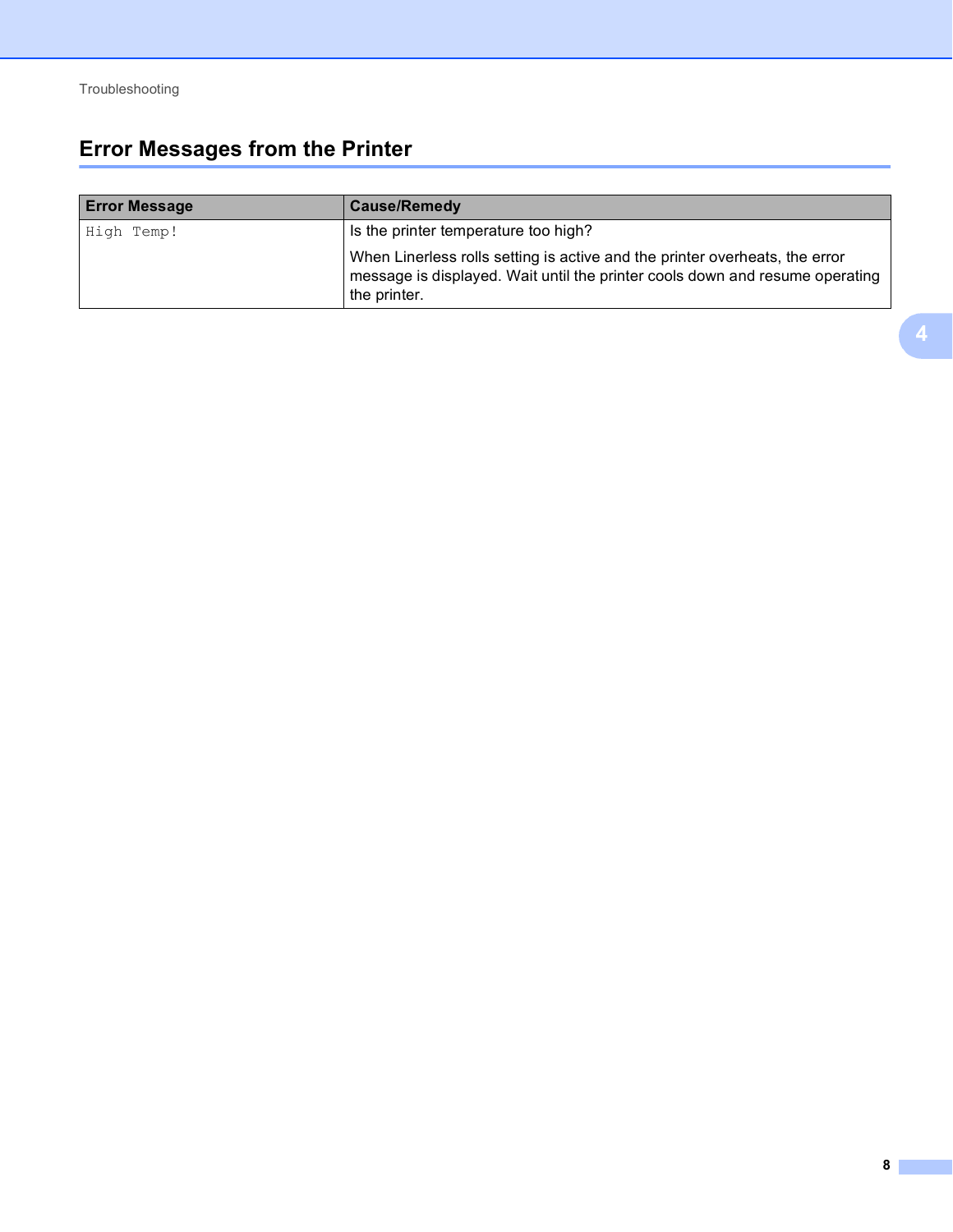## Error Messages from the Printer

| Error Message | Cause/Remedy |
| --- | --- |
| `High Temp!` | Is the printer temperature too high?<br><br>When Linerless rolls setting is active and the printer overheats, the error message is displayed. Wait until the printer cools down and resume operating the printer. |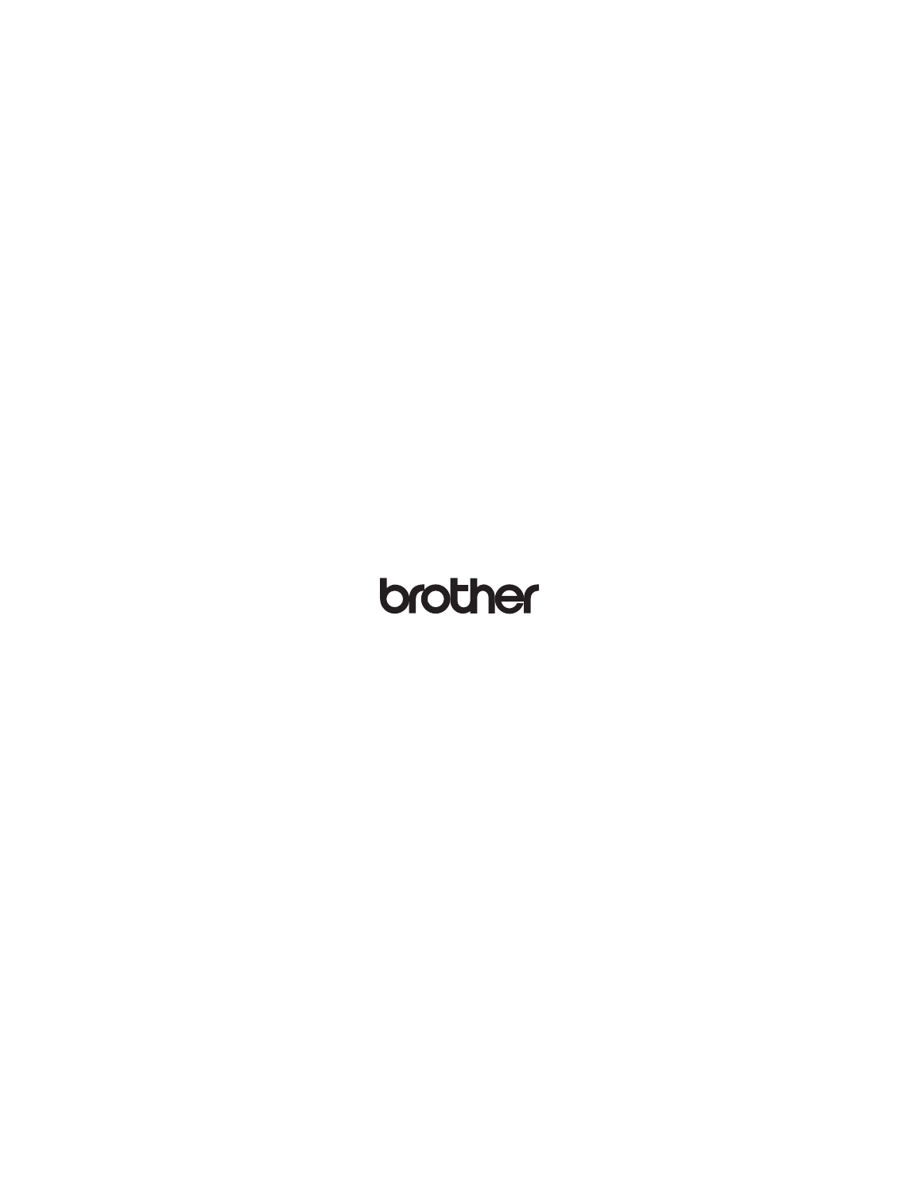brother